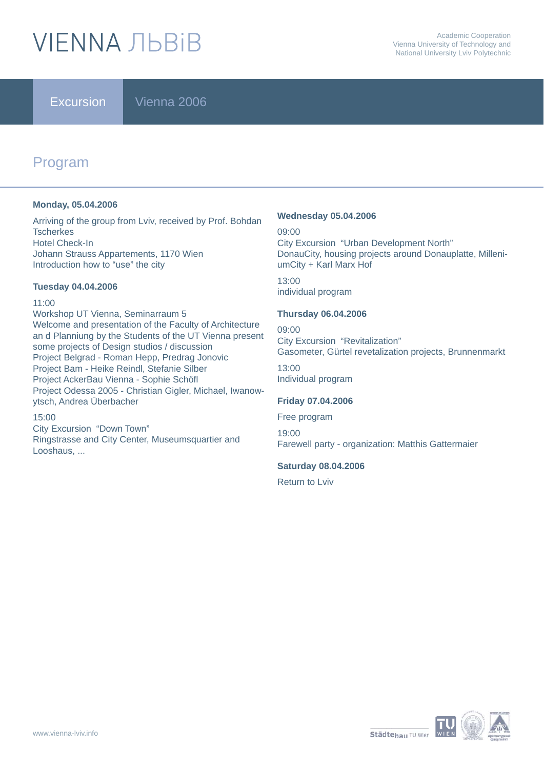# VIENNA ЛЬВІВ

Academic Cooperation
Vienna University of Technology and
National University Lviv Polytechnic

**Excursion** Vienna 2006

## Program

**Monday, 05.04.2006**

Arriving of the group from Lviv, received by Prof. Bohdan Tscherkes
Hotel Check-In
Johann Strauss Appartements, 1170 Wien
Introduction how to “use” the city

**Tuesday 04.04.2006**

11:00
Workshop UT Vienna, Seminarraum 5
Welcome and presentation of the Faculty of Architecture an d Planniung by the Students of the UT Vienna present some projects of Design studios / discussion
Project Belgrad - Roman Hepp, Predrag Jonovic
Project Bam - Heike Reindl, Stefanie Silber
Project AckerBau Vienna - Sophie Schöfl
Project Odessa 2005 - Christian Gigler, Michael, Iwanow-ytsch, Andrea Überbacher

15:00
City Excursion “Down Town”
Ringstrasse and City Center, Museumsquartier and Looshaus, ...

**Wednesday 05.04.2006**

09:00
City Excursion “Urban Development North”
DonauCity, housing projects around Donauplatte, Millenni-umCity + Karl Marx Hof

13:00
individual program

**Thursday 06.04.2006**

09:00
City Excursion “Revitalization”
Gasometer, Gürtel revetalization projects, Brunnenmarkt

13:00
Individual program

**Friday 07.04.2006**

Free program

19:00
Farewell party - organization: Matthis Gattermaier

**Saturday 08.04.2006**

Return to Lviv

www.vienna-lviv.info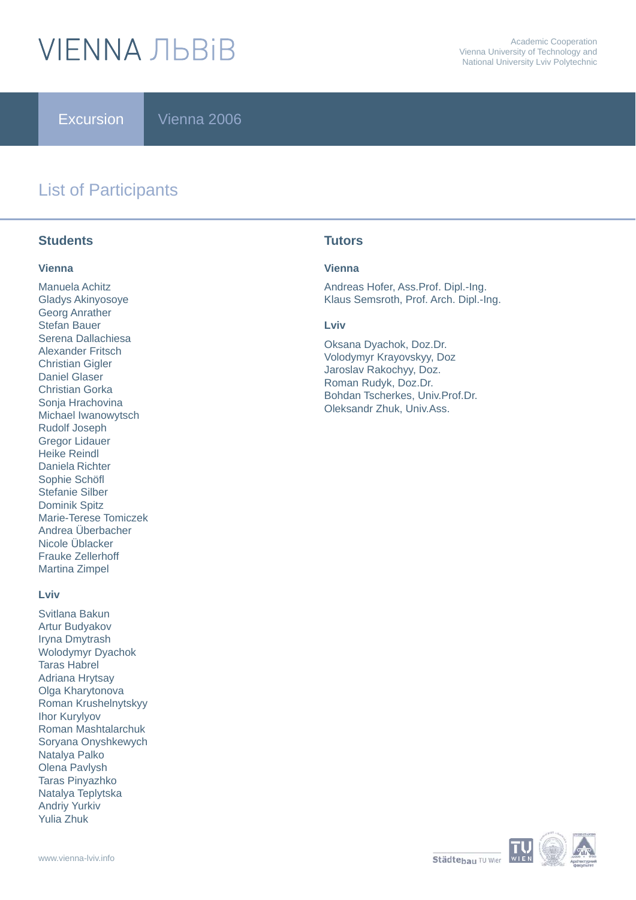# VIENNA ЛЬВІВ

Academic Cooperation
Vienna University of Technology and
National University Lviv Polytechnic

Excursion Vienna 2006

## List of Participants

### Students

#### Vienna

Manuela Achitz
Gladys Akinyosoye
Georg Anrather
Stefan Bauer
Serena Dallachiesa
Alexander Fritsch
Christian Gigler
Daniel Glaser
Christian Gorka
Sonja Hrachovina
Michael Iwanowytsch
Rudolf Joseph
Gregor Lidauer
Heike Reindl
Daniela Richter
Sophie Schöfl
Stefanie Silber
Dominik Spitz
Marie-Terese Tomiczek
Andrea Überbacher
Nicole Üblacker
Frauke Zellerhoff
Martina Zimpel

#### Lviv

Svitlana Bakun
Artur Budyakov
Iryna Dmytrash
Wolodymyr Dyachok
Taras Habrel
Adriana Hrytsay
Olga Kharytonova
Roman Krushelnytskyy
Ihor Kurylyov
Roman Mashtalarchuk
Soryana Onyshkewych
Natalya Palko
Olena Pavlysh
Taras Pinyazhko
Natalya Teplytska
Andriy Yurkiv
Yulia Zhuk

### Tutors

#### Vienna

Andreas Hofer, Ass.Prof. Dipl.-Ing.
Klaus Semsroth, Prof. Arch. Dipl.-Ing.

#### Lviv

Oksana Dyachok, Doz.Dr.
Volodymyr Krayovskyy, Doz
Jaroslav Rakochyy, Doz.
Roman Rudyk, Doz.Dr.
Bohdan Tscherkes, Univ.Prof.Dr.
Oleksandr Zhuk, Univ.Ass.

www.vienna-lviv.info